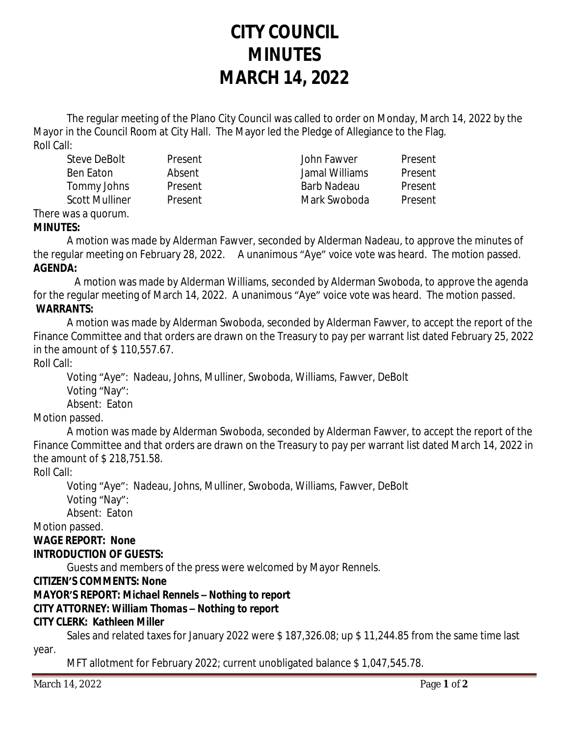# CITY COUNCIL
# MINUTES
# MARCH 14, 2022

The regular meeting of the Plano City Council was called to order on Monday, March 14, 2022 by the Mayor in the Council Room at City Hall. The Mayor led the Pledge of Allegiance to the Flag.

Roll Call:

| | | | |
|---|---|---|---|
| Steve DeBolt | Present | John Fawver | Present |
| Ben Eaton | Absent | Jamal Williams | Present |
| Tommy Johns | Present | Barb Nadeau | Present |
| Scott Mulliner | Present | Mark Swoboda | Present |

There was a quorum.

**MINUTES:**

A motion was made by Alderman Fawver, seconded by Alderman Nadeau, to approve the minutes of the regular meeting on February 28, 2022. A unanimous "Aye" voice vote was heard. The motion passed.

**AGENDA:**

A motion was made by Alderman Williams, seconded by Alderman Swoboda, to approve the agenda for the regular meeting of March 14, 2022. A unanimous "Aye" voice vote was heard. The motion passed.

**WARRANTS:**

A motion was made by Alderman Swoboda, seconded by Alderman Fawver, to accept the report of the Finance Committee and that orders are drawn on the Treasury to pay per warrant list dated February 25, 2022 in the amount of $ 110,557.67.

Roll Call:

Voting "Aye": Nadeau, Johns, Mulliner, Swoboda, Williams, Fawver, DeBolt
Voting "Nay":
Absent: Eaton

Motion passed.

A motion was made by Alderman Swoboda, seconded by Alderman Fawver, to accept the report of the Finance Committee and that orders are drawn on the Treasury to pay per warrant list dated March 14, 2022 in the amount of $ 218,751.58.

Roll Call:

Voting "Aye": Nadeau, Johns, Mulliner, Swoboda, Williams, Fawver, DeBolt
Voting "Nay":
Absent: Eaton

Motion passed.

**WAGE REPORT: None**

**INTRODUCTION OF GUESTS:**

Guests and members of the press were welcomed by Mayor Rennels.

**CITIZEN'S COMMENTS: None**

**MAYOR'S REPORT: Michael Rennels – Nothing to report**

**CITY ATTORNEY: William Thomas – Nothing to report**

**CITY CLERK: Kathleen Miller**

Sales and related taxes for January 2022 were $ 187,326.08; up $ 11,244.85 from the same time last year.

MFT allotment for February 2022; current unobligated balance $ 1,047,545.78.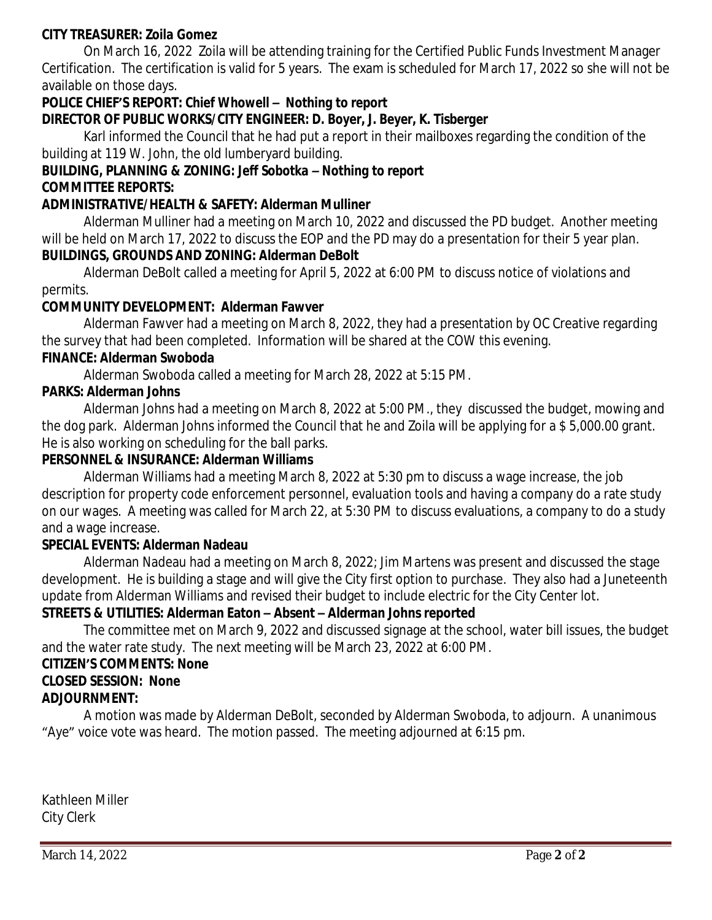**CITY TREASURER: Zoila Gomez**

On March 16, 2022 Zoila will be attending training for the Certified Public Funds Investment Manager Certification. The certification is valid for 5 years. The exam is scheduled for March 17, 2022 so she will not be available on those days.

**POLICE CHIEF'S REPORT: Chief Whowell – Nothing to report**

**DIRECTOR OF PUBLIC WORKS/CITY ENGINEER: D. Boyer, J. Beyer, K. Tisberger**

Karl informed the Council that he had put a report in their mailboxes regarding the condition of the building at 119 W. John, the old lumberyard building.

**BUILDING, PLANNING & ZONING: Jeff Sobotka – Nothing to report**

**COMMITTEE REPORTS:**

**ADMINISTRATIVE/HEALTH & SAFETY: Alderman Mulliner**

Alderman Mulliner had a meeting on March 10, 2022 and discussed the PD budget. Another meeting will be held on March 17, 2022 to discuss the EOP and the PD may do a presentation for their 5 year plan.

**BUILDINGS, GROUNDS AND ZONING: Alderman DeBolt**

Alderman DeBolt called a meeting for April 5, 2022 at 6:00 PM to discuss notice of violations and permits.

**COMMUNITY DEVELOPMENT: Alderman Fawver**

Alderman Fawver had a meeting on March 8, 2022, they had a presentation by OC Creative regarding the survey that had been completed. Information will be shared at the COW this evening.

**FINANCE: Alderman Swoboda**

Alderman Swoboda called a meeting for March 28, 2022 at 5:15 PM.

**PARKS: Alderman Johns**

Alderman Johns had a meeting on March 8, 2022 at 5:00 PM., they discussed the budget, mowing and the dog park. Alderman Johns informed the Council that he and Zoila will be applying for a $ 5,000.00 grant. He is also working on scheduling for the ball parks.

**PERSONNEL & INSURANCE: Alderman Williams**

Alderman Williams had a meeting March 8, 2022 at 5:30 pm to discuss a wage increase, the job description for property code enforcement personnel, evaluation tools and having a company do a rate study on our wages. A meeting was called for March 22, at 5:30 PM to discuss evaluations, a company to do a study and a wage increase.

**SPECIAL EVENTS: Alderman Nadeau**

Alderman Nadeau had a meeting on March 8, 2022; Jim Martens was present and discussed the stage development. He is building a stage and will give the City first option to purchase. They also had a Juneteenth update from Alderman Williams and revised their budget to include electric for the City Center lot.

**STREETS & UTILITIES: Alderman Eaton – Absent – Alderman Johns reported**

The committee met on March 9, 2022 and discussed signage at the school, water bill issues, the budget and the water rate study. The next meeting will be March 23, 2022 at 6:00 PM.

**CITIZEN'S COMMENTS: None**

**CLOSED SESSION: None**

**ADJOURNMENT:**

A motion was made by Alderman DeBolt, seconded by Alderman Swoboda, to adjourn. A unanimous "Aye" voice vote was heard. The motion passed. The meeting adjourned at 6:15 pm.

Kathleen Miller
City Clerk

March 14, 2022